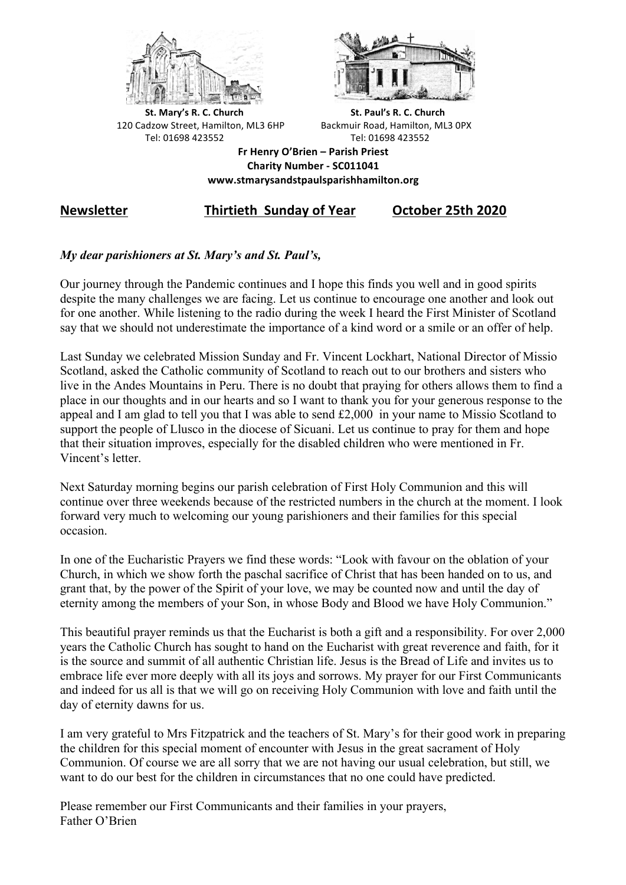**St. Mary's R. C. Church**
120 Cadzow Street, Hamilton, ML3 6HP
Tel: 01698 423552

**St. Paul's R. C. Church**
Backmuir Road, Hamilton, ML3 0PX
Tel: 01698 423552

**Fr Henry O'Brien – Parish Priest**
**Charity Number - SC011041**
**www.stmarysandstpaulsparishhamilton.org**

## Newsletter Thirtieth Sunday of Year October 25th 2020

***My dear parishioners at St. Mary's and St. Paul's,***

Our journey through the Pandemic continues and I hope this finds you well and in good spirits despite the many challenges we are facing. Let us continue to encourage one another and look out for one another. While listening to the radio during the week I heard the First Minister of Scotland say that we should not underestimate the importance of a kind word or a smile or an offer of help.

Last Sunday we celebrated Mission Sunday and Fr. Vincent Lockhart, National Director of Missio Scotland, asked the Catholic community of Scotland to reach out to our brothers and sisters who live in the Andes Mountains in Peru. There is no doubt that praying for others allows them to find a place in our thoughts and in our hearts and so I want to thank you for your generous response to the appeal and I am glad to tell you that I was able to send £2,000 in your name to Missio Scotland to support the people of Llusco in the diocese of Sicuani. Let us continue to pray for them and hope that their situation improves, especially for the disabled children who were mentioned in Fr. Vincent's letter.

Next Saturday morning begins our parish celebration of First Holy Communion and this will continue over three weekends because of the restricted numbers in the church at the moment. I look forward very much to welcoming our young parishioners and their families for this special occasion.

In one of the Eucharistic Prayers we find these words: "Look with favour on the oblation of your Church, in which we show forth the paschal sacrifice of Christ that has been handed on to us, and grant that, by the power of the Spirit of your love, we may be counted now and until the day of eternity among the members of your Son, in whose Body and Blood we have Holy Communion."

This beautiful prayer reminds us that the Eucharist is both a gift and a responsibility. For over 2,000 years the Catholic Church has sought to hand on the Eucharist with great reverence and faith, for it is the source and summit of all authentic Christian life. Jesus is the Bread of Life and invites us to embrace life ever more deeply with all its joys and sorrows. My prayer for our First Communicants and indeed for us all is that we will go on receiving Holy Communion with love and faith until the day of eternity dawns for us.

I am very grateful to Mrs Fitzpatrick and the teachers of St. Mary's for their good work in preparing the children for this special moment of encounter with Jesus in the great sacrament of Holy Communion. Of course we are all sorry that we are not having our usual celebration, but still, we want to do our best for the children in circumstances that no one could have predicted.

Please remember our First Communicants and their families in your prayers,
Father O'Brien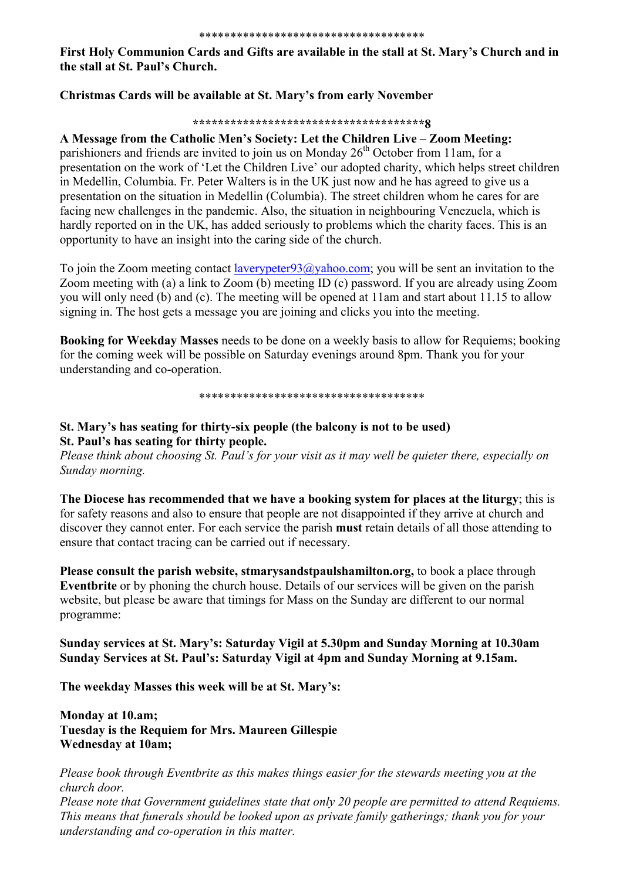************************************

**First Holy Communion Cards and Gifts are available in the stall at St. Mary's Church and in the stall at St. Paul's Church.**

**Christmas Cards will be available at St. Mary's from early November**

**************************************8**

**A Message from the Catholic Men's Society: Let the Children Live – Zoom Meeting:** parishioners and friends are invited to join us on Monday 26th October from 11am, for a presentation on the work of 'Let the Children Live' our adopted charity, which helps street children in Medellin, Columbia. Fr. Peter Walters is in the UK just now and he has agreed to give us a presentation on the situation in Medellin (Columbia). The street children whom he cares for are facing new challenges in the pandemic. Also, the situation in neighbouring Venezuela, which is hardly reported on in the UK, has added seriously to problems which the charity faces. This is an opportunity to have an insight into the caring side of the church.

To join the Zoom meeting contact laverypeter93@yahoo.com; you will be sent an invitation to the Zoom meeting with (a) a link to Zoom (b) meeting ID (c) password. If you are already using Zoom you will only need (b) and (c). The meeting will be opened at 11am and start about 11.15 to allow signing in. The host gets a message you are joining and clicks you into the meeting.

**Booking for Weekday Masses** needs to be done on a weekly basis to allow for Requiems; booking for the coming week will be possible on Saturday evenings around 8pm. Thank you for your understanding and co-operation.

************************************

**St. Mary's has seating for thirty-six people (the balcony is not to be used)**
**St. Paul's has seating for thirty people.**
*Please think about choosing St. Paul's for your visit as it may well be quieter there, especially on Sunday morning.*

**The Diocese has recommended that we have a booking system for places at the liturgy**; this is for safety reasons and also to ensure that people are not disappointed if they arrive at church and discover they cannot enter. For each service the parish **must** retain details of all those attending to ensure that contact tracing can be carried out if necessary.

**Please consult the parish website, stmarysandstpaulshamilton.org,** to book a place through **Eventbrite** or by phoning the church house. Details of our services will be given on the parish website, but please be aware that timings for Mass on the Sunday are different to our normal programme:

**Sunday services at St. Mary's: Saturday Vigil at 5.30pm and Sunday Morning at 10.30am**
**Sunday Services at St. Paul's: Saturday Vigil at 4pm and Sunday Morning at 9.15am.**

**The weekday Masses this week will be at St. Mary's:**

**Monday at 10.am;**
**Tuesday is the Requiem for Mrs. Maureen Gillespie**
**Wednesday at 10am;**

*Please book through Eventbrite as this makes things easier for the stewards meeting you at the church door.*
*Please note that Government guidelines state that only 20 people are permitted to attend Requiems. This means that funerals should be looked upon as private family gatherings; thank you for your understanding and co-operation in this matter.*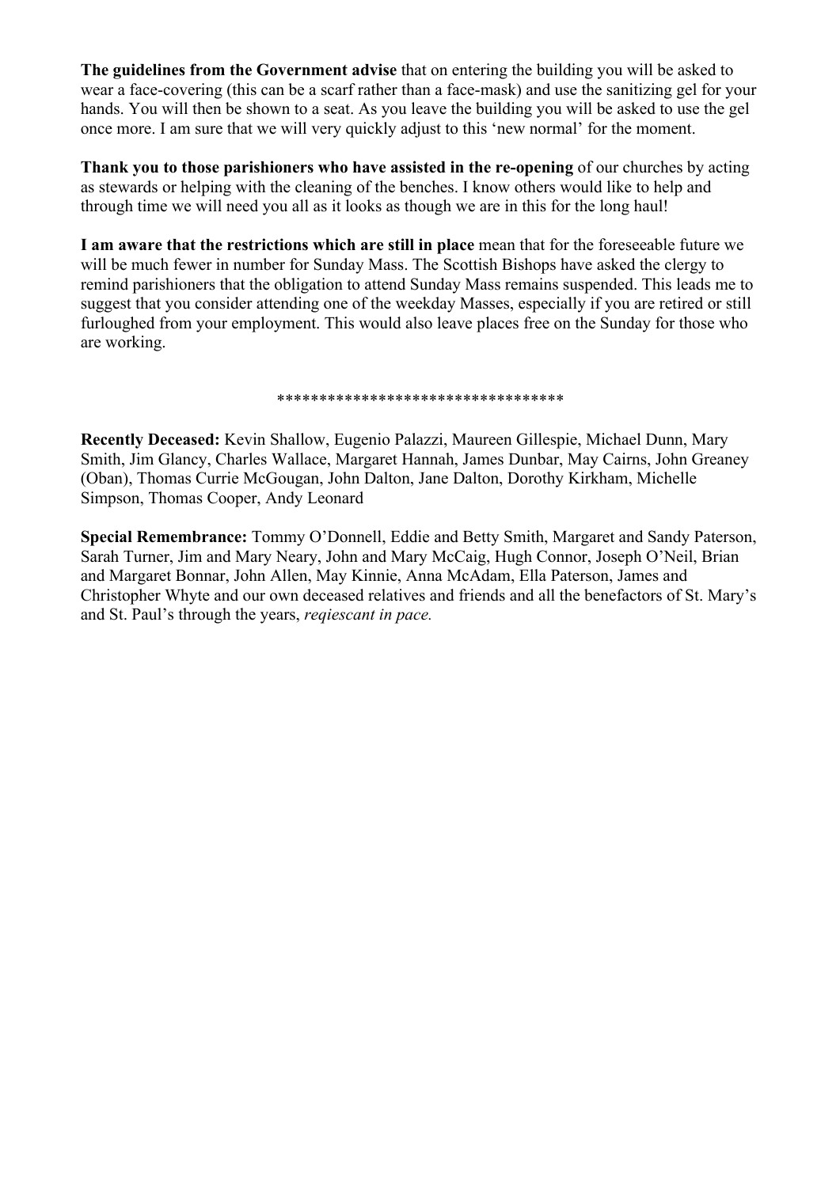**The guidelines from the Government advise** that on entering the building you will be asked to wear a face-covering (this can be a scarf rather than a face-mask) and use the sanitizing gel for your hands. You will then be shown to a seat. As you leave the building you will be asked to use the gel once more. I am sure that we will very quickly adjust to this 'new normal' for the moment.

**Thank you to those parishioners who have assisted in the re-opening** of our churches by acting as stewards or helping with the cleaning of the benches. I know others would like to help and through time we will need you all as it looks as though we are in this for the long haul!

**I am aware that the restrictions which are still in place** mean that for the foreseeable future we will be much fewer in number for Sunday Mass. The Scottish Bishops have asked the clergy to remind parishioners that the obligation to attend Sunday Mass remains suspended. This leads me to suggest that you consider attending one of the weekday Masses, especially if you are retired or still furloughed from your employment. This would also leave places free on the Sunday for those who are working.

**********************************

**Recently Deceased:** Kevin Shallow, Eugenio Palazzi, Maureen Gillespie, Michael Dunn, Mary Smith, Jim Glancy, Charles Wallace, Margaret Hannah, James Dunbar, May Cairns, John Greaney (Oban), Thomas Currie McGougan, John Dalton, Jane Dalton, Dorothy Kirkham, Michelle Simpson, Thomas Cooper, Andy Leonard

**Special Remembrance:** Tommy O'Donnell, Eddie and Betty Smith, Margaret and Sandy Paterson, Sarah Turner, Jim and Mary Neary, John and Mary McCaig, Hugh Connor, Joseph O'Neil, Brian and Margaret Bonnar, John Allen, May Kinnie, Anna McAdam, Ella Paterson, James and Christopher Whyte and our own deceased relatives and friends and all the benefactors of St. Mary's and St. Paul's through the years, *reqiescant in pace.*